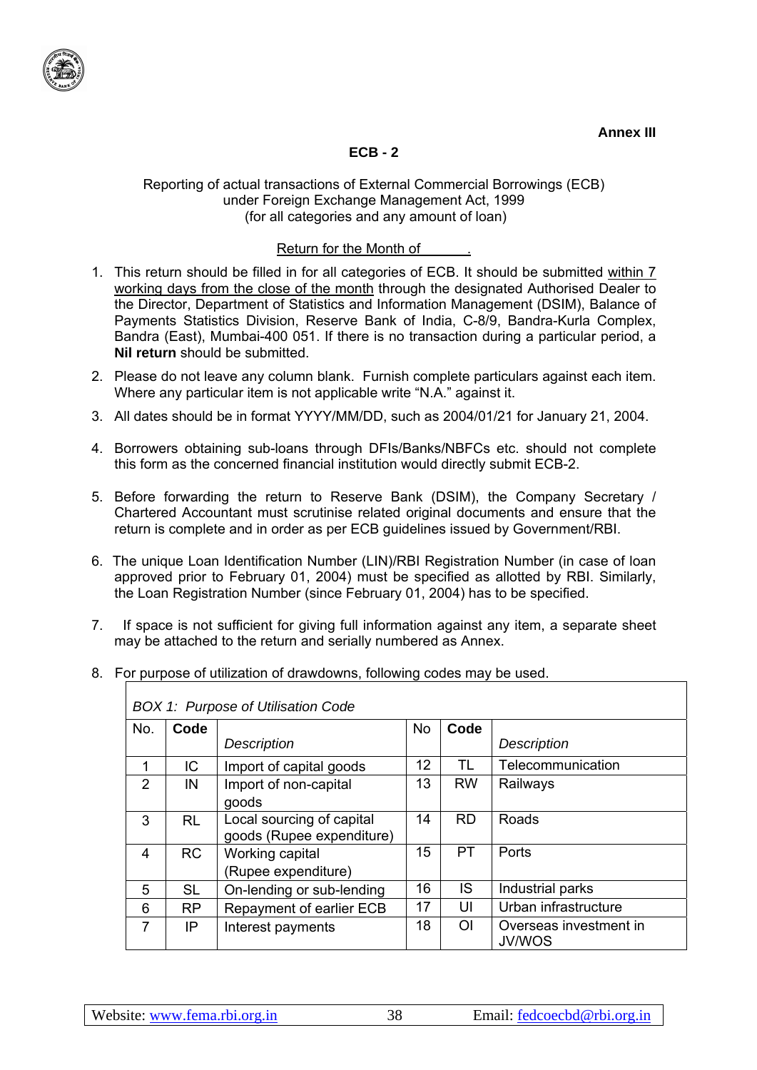**Annex III**

**ECB - 2**

Reporting of actual transactions of External Commercial Borrowings (ECB)
under Foreign Exchange Management Act, 1999
(for all categories and any amount of loan)

Return for the Month of \_\_\_\_\_\_.

1. This return should be filled in for all categories of ECB. It should be submitted within 7 working days from the close of the month through the designated Authorised Dealer to the Director, Department of Statistics and Information Management (DSIM), Balance of Payments Statistics Division, Reserve Bank of India, C-8/9, Bandra-Kurla Complex, Bandra (East), Mumbai-400 051. If there is no transaction during a particular period, a **Nil return** should be submitted.

2. Please do not leave any column blank. Furnish complete particulars against each item. Where any particular item is not applicable write "N.A." against it.

3. All dates should be in format YYYY/MM/DD, such as 2004/01/21 for January 21, 2004.

4. Borrowers obtaining sub-loans through DFIs/Banks/NBFCs etc. should not complete this form as the concerned financial institution would directly submit ECB-2.

5. Before forwarding the return to Reserve Bank (DSIM), the Company Secretary / Chartered Accountant must scrutinise related original documents and ensure that the return is complete and in order as per ECB guidelines issued by Government/RBI.

6. The unique Loan Identification Number (LIN)/RBI Registration Number (in case of loan approved prior to February 01, 2004) must be specified as allotted by RBI. Similarly, the Loan Registration Number (since February 01, 2004) has to be specified.

7. If space is not sufficient for giving full information against any item, a separate sheet may be attached to the return and serially numbered as Annex.

8. For purpose of utilization of drawdowns, following codes may be used.

*BOX 1: Purpose of Utilisation Code*

| No. | **Code** | *Description* | No | **Code** | *Description* |
|---|---|---|---|---|---|
| 1 | IC | Import of capital goods | 12 | TL | Telecommunication |
| 2 | IN | Import of non-capital goods | 13 | RW | Railways |
| 3 | RL | Local sourcing of capital goods (Rupee expenditure) | 14 | RD | Roads |
| 4 | RC | Working capital (Rupee expenditure) | 15 | PT | Ports |
| 5 | SL | On-lending or sub-lending | 16 | IS | Industrial parks |
| 6 | RP | Repayment of earlier ECB | 17 | UI | Urban infrastructure |
| 7 | IP | Interest payments | 18 | OI | Overseas investment in JV/WOS |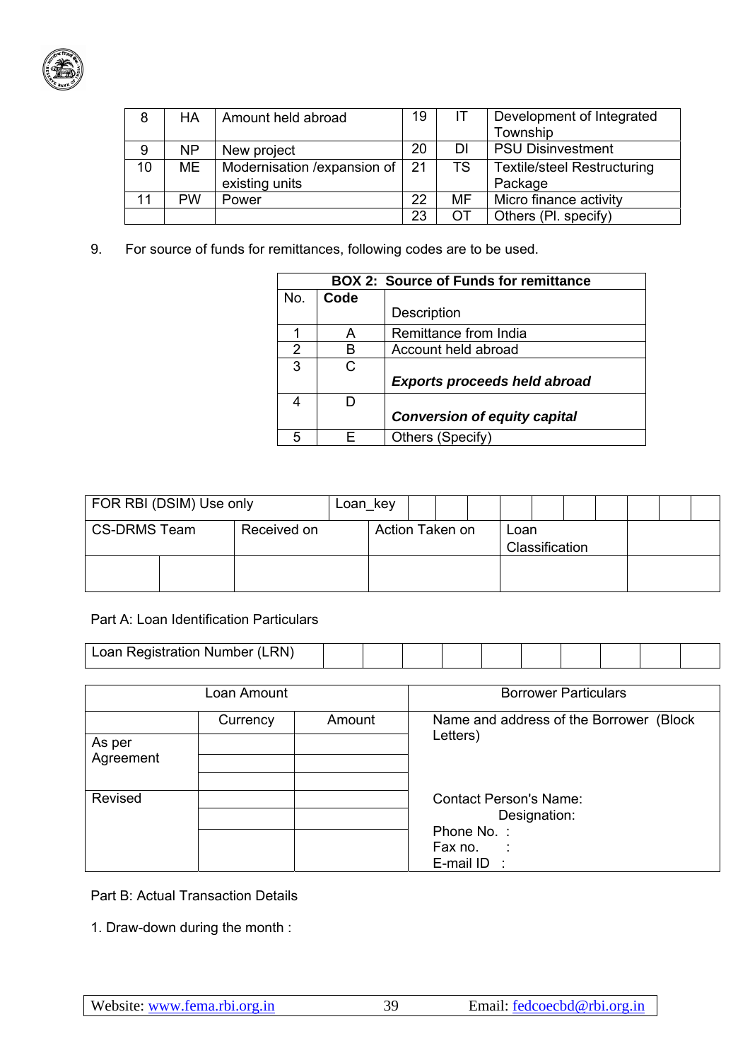| 8 | HA | Amount held abroad | 19 | IT | Development of Integrated Township |
|---|---|---|---|---|---|
| 9 | NP | New project | 20 | DI | PSU Disinvestment |
| 10 | ME | Modernisation /expansion of existing units | 21 | TS | Textile/steel Restructuring Package |
| 11 | PW | Power | 22 | MF | Micro finance activity |
| | | | 23 | OT | Others (Pl. specify) |

9. For source of funds for remittances, following codes are to be used.

| **BOX 2: Source of Funds for remittance** | | |
|---|---|---|
| No. | **Code** | Description |
| 1 | A | Remittance from India |
| 2 | B | Account held abroad |
| 3 | C | ***Exports proceeds held abroad*** |
| 4 | D | ***Conversion of equity capital*** |
| 5 | E | Others (Specify) |

| FOR RBI (DSIM) Use only | | Loan_key | | | | | | | | | |
|---|---|---|---|---|---|---|---|---|---|---|---|
| CS-DRMS Team | | Received on | Action Taken on | Loan Classification | | | | | | | |
| | | | | | | | | | | | |

Part A: Loan Identification Particulars

| Loan Registration Number (LRN) | | | | | | | | | | |
|---|---|---|---|---|---|---|---|---|---|---|

| Loan Amount | | | Borrower Particulars |
|---|---|---|---|
| | Currency | Amount | Name and address of the Borrower (Block Letters) |
| As per Agreement | | | |
| | | | |
| | | | |
| Revised | | | Contact Person's Name: |
| | | | Designation: |
| | | | Phone No. : <br> Fax no. : <br> E-mail ID : |

Part B: Actual Transaction Details

1. Draw-down during the month :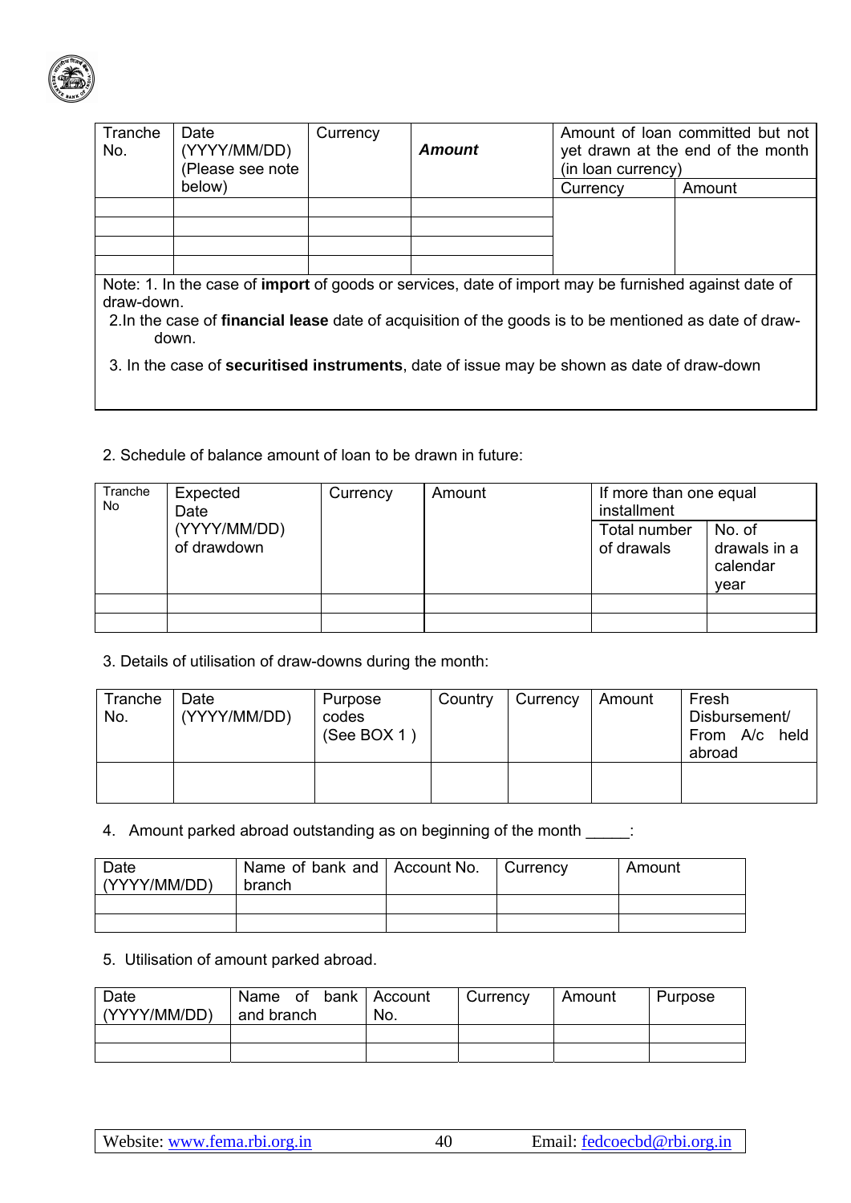| Tranche No. | Date (YYYY/MM/DD) (Please see note below) | Currency | ***Amount*** | Amount of loan committed but not yet drawn at the end of the month (in loan currency) | |
|---|---|---|---|---|---|
| | | | | Currency | Amount |
| | | | | | |
| | | | | | |
| | | | | | |
| | | | | | |

Note: 1. In the case of **import** of goods or services, date of import may be furnished against date of draw-down.

2. In the case of **financial lease** date of acquisition of the goods is to be mentioned as date of draw-down.

3. In the case of **securitised instruments**, date of issue may be shown as date of draw-down

2. Schedule of balance amount of loan to be drawn in future:

| Tranche No | Expected Date (YYYY/MM/DD) of drawdown | Currency | Amount | If more than one equal installment | |
|---|---|---|---|---|---|
| | | | | Total number of drawals | No. of drawals in a calendar year |
| | | | | | |
| | | | | | |

3. Details of utilisation of draw-downs during the month:

| Tranche No. | Date (YYYY/MM/DD) | Purpose codes (See BOX 1 ) | Country | Currency | Amount | Fresh Disbursement/ From A/c held abroad |
|---|---|---|---|---|---|---|
| | | | | | | |

4. Amount parked abroad outstanding as on beginning of the month _____:

| Date (YYYY/MM/DD) | Name of bank and branch | Account No. | Currency | Amount |
|---|---|---|---|---|
| | | | | |
| | | | | |

5. Utilisation of amount parked abroad.

| Date (YYYY/MM/DD) | Name of bank and branch | Account No. | Currency | Amount | Purpose |
|---|---|---|---|---|---|
| | | | | | |
| | | | | | |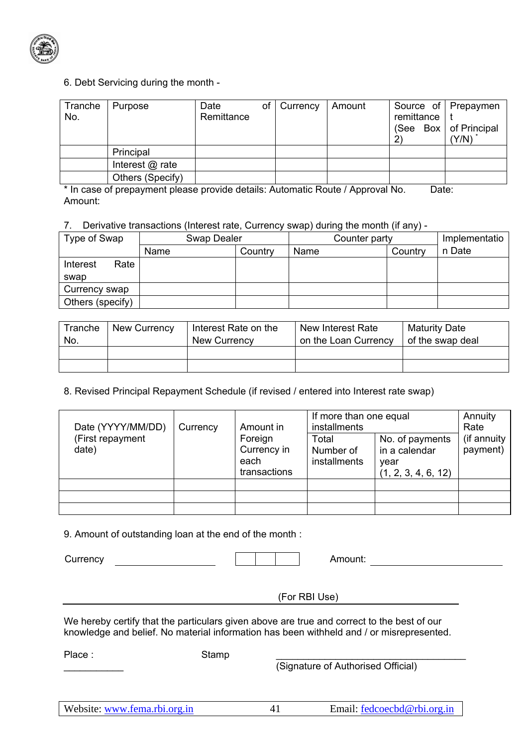6. Debt Servicing during the month -

| Tranche No. | Purpose | Date of Remittance | Currency | Amount | Source of remittance (See Box 2) | Prepayment of Principal (Y/N) * |
|---|---|---|---|---|---|---|
| | Principal | | | | | |
| | Interest @ rate | | | | | |
| | Others (Specify) | | | | | |

* In case of prepayment please provide details: Automatic Route / Approval No. Date: Amount:

7. Derivative transactions (Interest rate, Currency swap) during the month (if any) -

| Type of Swap | Swap Dealer | | Counter party | | Implementation Date |
|---|---|---|---|---|---|
| | Name | Country | Name | Country | |
| Interest Rate swap | | | | | |
| Currency swap | | | | | |
| Others (specify) | | | | | |

| Tranche No. | New Currency | Interest Rate on the New Currency | New Interest Rate on the Loan Currency | Maturity Date of the swap deal |
|---|---|---|---|---|
| | | | | |
| | | | | |

8. Revised Principal Repayment Schedule (if revised / entered into Interest rate swap)

| Date (YYYY/MM/DD) (First repayment date) | Currency | Amount in Foreign Currency in each transactions | If more than one equal installments | | Annuity Rate (if annuity payment) |
|---|---|---|---|---|---|
| | | | Total Number of installments | No. of payments in a calendar year (1, 2, 3, 4, 6, 12) | |
| | | | | | |
| | | | | | |
| | | | | | |

9. Amount of outstanding loan at the end of the month :

Currency ____________________ | | | | Amount: ____________________________

(For RBI Use)

We hereby certify that the particulars given above are true and correct to the best of our knowledge and belief. No material information has been withheld and / or misrepresented.

Place : ___________ Stamp ________________________________________

(Signature of Authorised Official)

Website: www.fema.rbi.org.in Email: fedcoecbd@rbi.org.in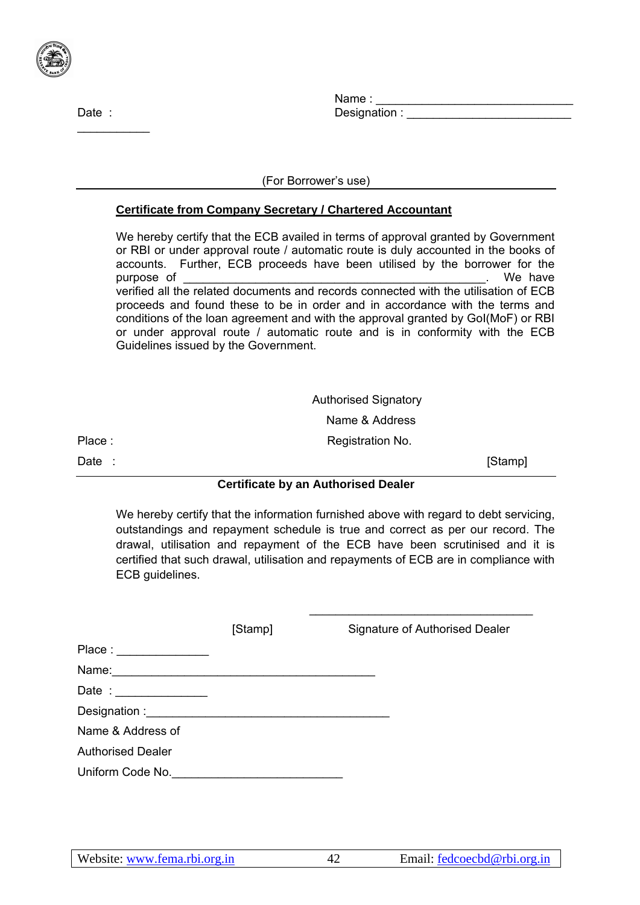Date : ___________

Name : ______________________________

Designation : _________________________

(For Borrower's use)

---

**Certificate from Company Secretary / Chartered Accountant**

We hereby certify that the ECB availed in terms of approval granted by Government or RBI or under approval route / automatic route is duly accounted in the books of accounts. Further, ECB proceeds have been utilised by the borrower for the purpose of _______________________________________________. We have verified all the related documents and records connected with the utilisation of ECB proceeds and found these to be in order and in accordance with the terms and conditions of the loan agreement and with the approval granted by GoI(MoF) or RBI or under approval route / automatic route and is in conformity with the ECB Guidelines issued by the Government.

Authorised Signatory

Name & Address

Registration No.

Place :

Date :

[Stamp]

---

**Certificate by an Authorised Dealer**

We hereby certify that the information furnished above with regard to debt servicing, outstandings and repayment schedule is true and correct as per our record. The drawal, utilisation and repayment of the ECB have been scrutinised and it is certified that such drawal, utilisation and repayments of ECB are in compliance with ECB guidelines.

[Stamp]

___________________________________

Signature of Authorised Dealer

Place : ______________

Name:_________________________________________

Date : ______________

Designation :_____________________________________

Name & Address of

Authorised Dealer

Uniform Code No.__________________________